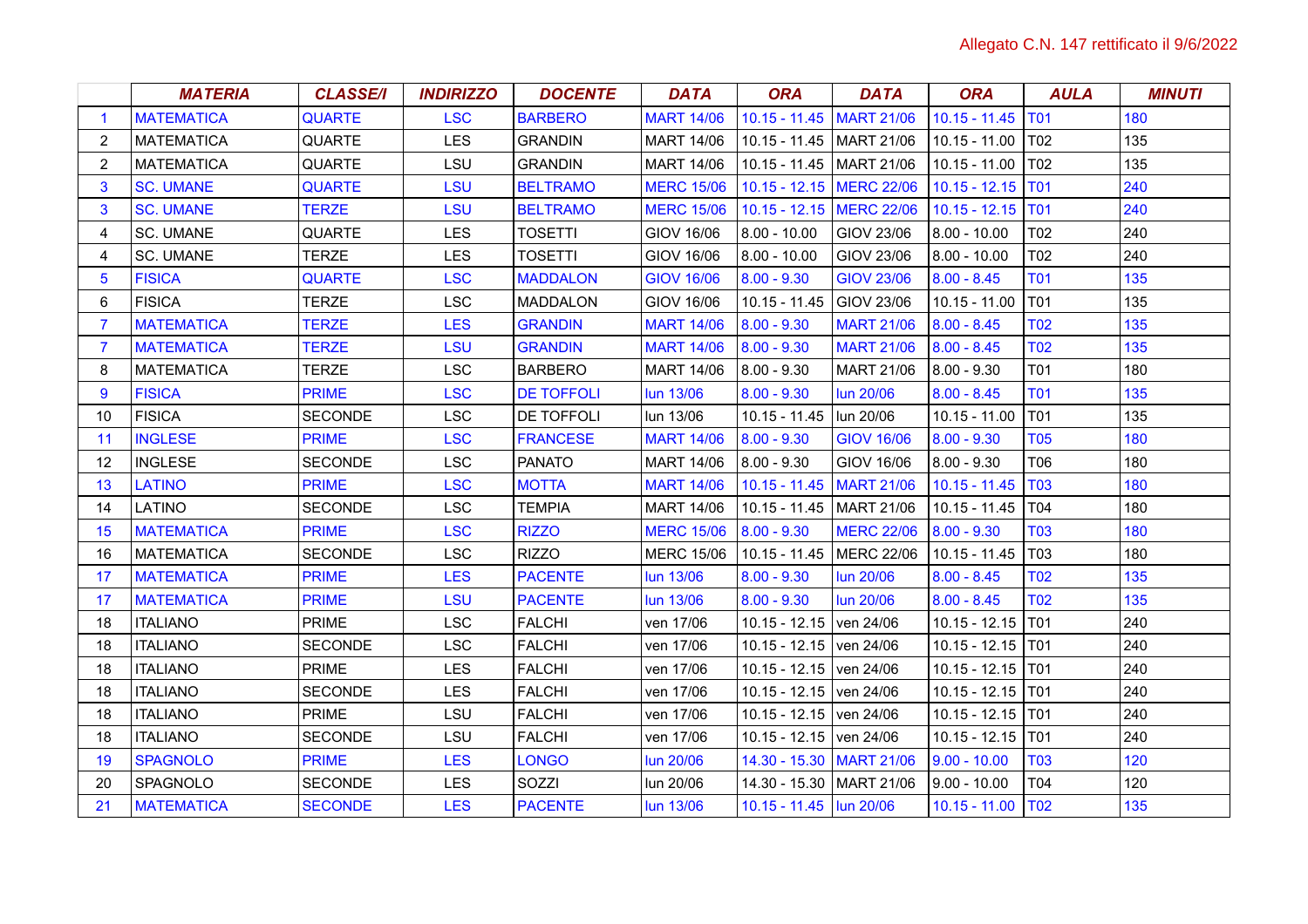Allegato C.N. 147 rettificato il 9/6/2022

| | *MATERIA* | *CLASSE/I* | *INDIRIZZO* | *DOCENTE* | *DATA* | *ORA* | *DATA* | *ORA* | *AULA* | *MINUTI* |
|---|---|---|---|---|---|---|---|---|---|---|
| 1 | MATEMATICA | QUARTE | LSC | BARBERO | MART 14/06 | 10.15 - 11.45 | MART 21/06 | 10.15 - 11.45 | T01 | 180 |
| 2 | MATEMATICA | QUARTE | LES | GRANDIN | MART 14/06 | 10.15 - 11.45 | MART 21/06 | 10.15 - 11.00 | T02 | 135 |
| 2 | MATEMATICA | QUARTE | LSU | GRANDIN | MART 14/06 | 10.15 - 11.45 | MART 21/06 | 10.15 - 11.00 | T02 | 135 |
| 3 | SC. UMANE | QUARTE | LSU | BELTRAMO | MERC 15/06 | 10.15 - 12.15 | MERC 22/06 | 10.15 - 12.15 | T01 | 240 |
| 3 | SC. UMANE | TERZE | LSU | BELTRAMO | MERC 15/06 | 10.15 - 12.15 | MERC 22/06 | 10.15 - 12.15 | T01 | 240 |
| 4 | SC. UMANE | QUARTE | LES | TOSETTI | GIOV 16/06 | 8.00 - 10.00 | GIOV 23/06 | 8.00 - 10.00 | T02 | 240 |
| 4 | SC. UMANE | TERZE | LES | TOSETTI | GIOV 16/06 | 8.00 - 10.00 | GIOV 23/06 | 8.00 - 10.00 | T02 | 240 |
| 5 | FISICA | QUARTE | LSC | MADDALON | GIOV 16/06 | 8.00 - 9.30 | GIOV 23/06 | 8.00 - 8.45 | T01 | 135 |
| 6 | FISICA | TERZE | LSC | MADDALON | GIOV 16/06 | 10.15 - 11.45 | GIOV 23/06 | 10.15 - 11.00 | T01 | 135 |
| 7 | MATEMATICA | TERZE | LES | GRANDIN | MART 14/06 | 8.00 - 9.30 | MART 21/06 | 8.00 - 8.45 | T02 | 135 |
| 7 | MATEMATICA | TERZE | LSU | GRANDIN | MART 14/06 | 8.00 - 9.30 | MART 21/06 | 8.00 - 8.45 | T02 | 135 |
| 8 | MATEMATICA | TERZE | LSC | BARBERO | MART 14/06 | 8.00 - 9.30 | MART 21/06 | 8.00 - 9.30 | T01 | 180 |
| 9 | FISICA | PRIME | LSC | DE TOFFOLI | lun 13/06 | 8.00 - 9.30 | lun 20/06 | 8.00 - 8.45 | T01 | 135 |
| 10 | FISICA | SECONDE | LSC | DE TOFFOLI | lun 13/06 | 10.15 - 11.45 | lun 20/06 | 10.15 - 11.00 | T01 | 135 |
| 11 | INGLESE | PRIME | LSC | FRANCESE | MART 14/06 | 8.00 - 9.30 | GIOV 16/06 | 8.00 - 9.30 | T05 | 180 |
| 12 | INGLESE | SECONDE | LSC | PANATO | MART 14/06 | 8.00 - 9.30 | GIOV 16/06 | 8.00 - 9.30 | T06 | 180 |
| 13 | LATINO | PRIME | LSC | MOTTA | MART 14/06 | 10.15 - 11.45 | MART 21/06 | 10.15 - 11.45 | T03 | 180 |
| 14 | LATINO | SECONDE | LSC | TEMPIA | MART 14/06 | 10.15 - 11.45 | MART 21/06 | 10.15 - 11.45 | T04 | 180 |
| 15 | MATEMATICA | PRIME | LSC | RIZZO | MERC 15/06 | 8.00 - 9.30 | MERC 22/06 | 8.00 - 9.30 | T03 | 180 |
| 16 | MATEMATICA | SECONDE | LSC | RIZZO | MERC 15/06 | 10.15 - 11.45 | MERC 22/06 | 10.15 - 11.45 | T03 | 180 |
| 17 | MATEMATICA | PRIME | LES | PACENTE | lun 13/06 | 8.00 - 9.30 | lun 20/06 | 8.00 - 8.45 | T02 | 135 |
| 17 | MATEMATICA | PRIME | LSU | PACENTE | lun 13/06 | 8.00 - 9.30 | lun 20/06 | 8.00 - 8.45 | T02 | 135 |
| 18 | ITALIANO | PRIME | LSC | FALCHI | ven 17/06 | 10.15 - 12.15 | ven 24/06 | 10.15 - 12.15 | T01 | 240 |
| 18 | ITALIANO | SECONDE | LSC | FALCHI | ven 17/06 | 10.15 - 12.15 | ven 24/06 | 10.15 - 12.15 | T01 | 240 |
| 18 | ITALIANO | PRIME | LES | FALCHI | ven 17/06 | 10.15 - 12.15 | ven 24/06 | 10.15 - 12.15 | T01 | 240 |
| 18 | ITALIANO | SECONDE | LES | FALCHI | ven 17/06 | 10.15 - 12.15 | ven 24/06 | 10.15 - 12.15 | T01 | 240 |
| 18 | ITALIANO | PRIME | LSU | FALCHI | ven 17/06 | 10.15 - 12.15 | ven 24/06 | 10.15 - 12.15 | T01 | 240 |
| 18 | ITALIANO | SECONDE | LSU | FALCHI | ven 17/06 | 10.15 - 12.15 | ven 24/06 | 10.15 - 12.15 | T01 | 240 |
| 19 | SPAGNOLO | PRIME | LES | LONGO | lun 20/06 | 14.30 - 15.30 | MART 21/06 | 9.00 - 10.00 | T03 | 120 |
| 20 | SPAGNOLO | SECONDE | LES | SOZZI | lun 20/06 | 14.30 - 15.30 | MART 21/06 | 9.00 - 10.00 | T04 | 120 |
| 21 | MATEMATICA | SECONDE | LES | PACENTE | lun 13/06 | 10.15 - 11.45 | lun 20/06 | 10.15 - 11.00 | T02 | 135 |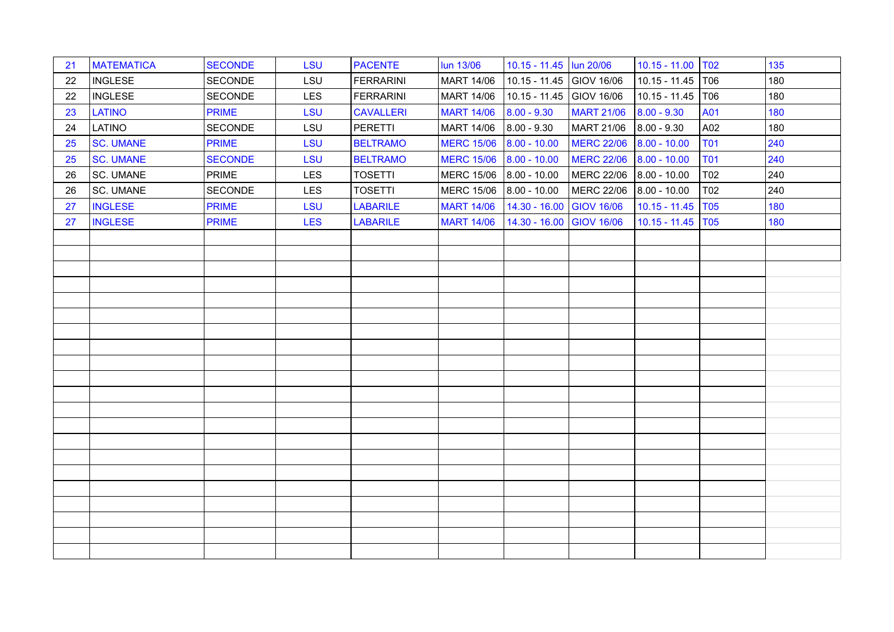| | | | | | | | | | | |
|---|---|---|---|---|---|---|---|---|---|---|
| 21 | MATEMATICA | SECONDE | LSU | PACENTE | lun 13/06 | 10.15 - 11.45 | lun 20/06 | 10.15 - 11.00 | T02 | 135 |
| 22 | INGLESE | SECONDE | LSU | FERRARINI | MART 14/06 | 10.15 - 11.45 | GIOV 16/06 | 10.15 - 11.45 | T06 | 180 |
| 22 | INGLESE | SECONDE | LES | FERRARINI | MART 14/06 | 10.15 - 11.45 | GIOV 16/06 | 10.15 - 11.45 | T06 | 180 |
| 23 | LATINO | PRIME | LSU | CAVALLERI | MART 14/06 | 8.00 - 9.30 | MART 21/06 | 8.00 - 9.30 | A01 | 180 |
| 24 | LATINO | SECONDE | LSU | PERETTI | MART 14/06 | 8.00 - 9.30 | MART 21/06 | 8.00 - 9.30 | A02 | 180 |
| 25 | SC. UMANE | PRIME | LSU | BELTRAMO | MERC 15/06 | 8.00 - 10.00 | MERC 22/06 | 8.00 - 10.00 | T01 | 240 |
| 25 | SC. UMANE | SECONDE | LSU | BELTRAMO | MERC 15/06 | 8.00 - 10.00 | MERC 22/06 | 8.00 - 10.00 | T01 | 240 |
| 26 | SC. UMANE | PRIME | LES | TOSETTI | MERC 15/06 | 8.00 - 10.00 | MERC 22/06 | 8.00 - 10.00 | T02 | 240 |
| 26 | SC. UMANE | SECONDE | LES | TOSETTI | MERC 15/06 | 8.00 - 10.00 | MERC 22/06 | 8.00 - 10.00 | T02 | 240 |
| 27 | INGLESE | PRIME | LSU | LABARILE | MART 14/06 | 14.30 - 16.00 | GIOV 16/06 | 10.15 - 11.45 | T05 | 180 |
| 27 | INGLESE | PRIME | LES | LABARILE | MART 14/06 | 14.30 - 16.00 | GIOV 16/06 | 10.15 - 11.45 | T05 | 180 |